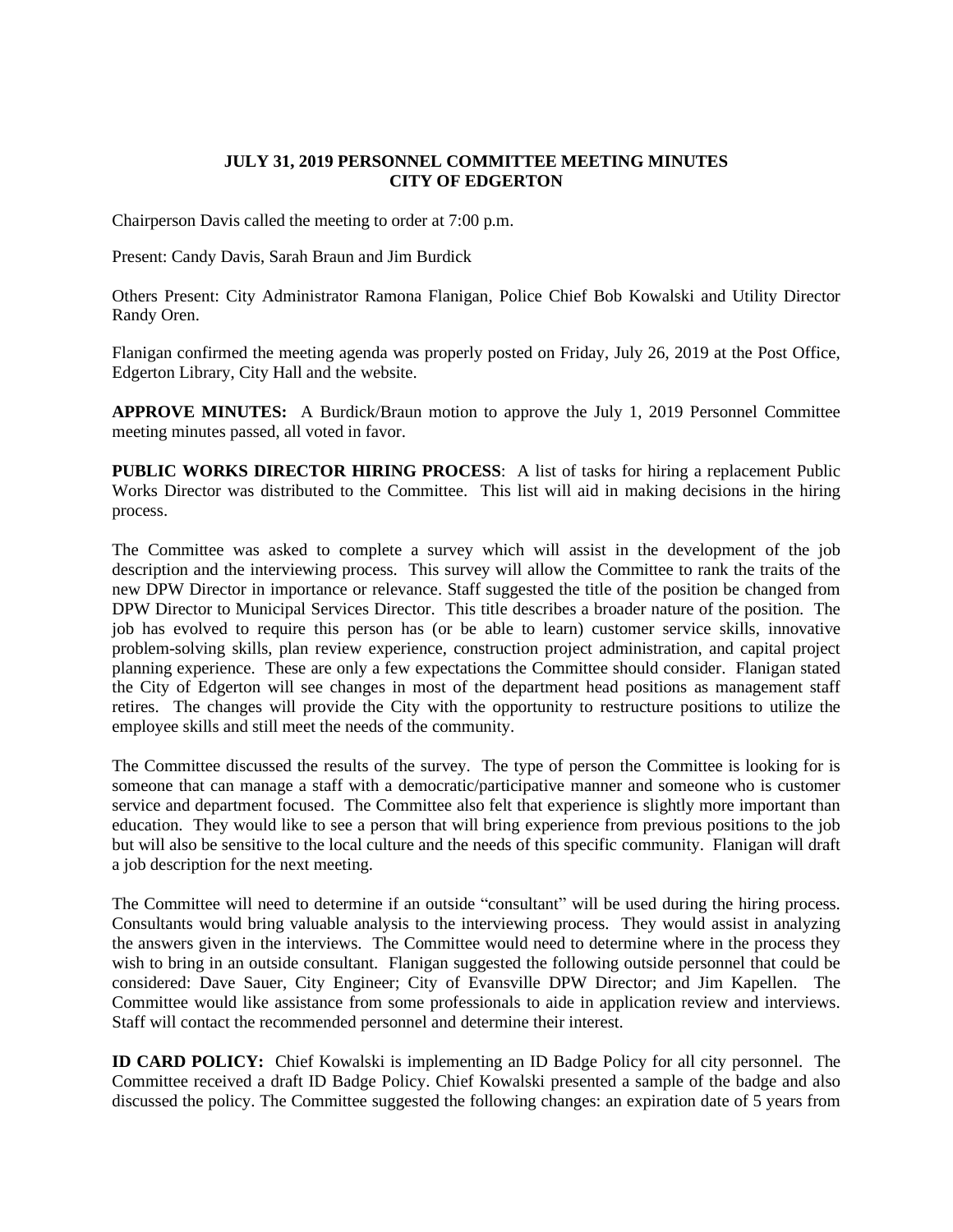**JULY 31, 2019 PERSONNEL COMMITTEE MEETING MINUTES**
**CITY OF EDGERTON**

Chairperson Davis called the meeting to order at 7:00 p.m.

Present: Candy Davis, Sarah Braun and Jim Burdick

Others Present: City Administrator Ramona Flanigan, Police Chief Bob Kowalski and Utility Director Randy Oren.

Flanigan confirmed the meeting agenda was properly posted on Friday, July 26, 2019 at the Post Office, Edgerton Library, City Hall and the website.

**APPROVE MINUTES:** A Burdick/Braun motion to approve the July 1, 2019 Personnel Committee meeting minutes passed, all voted in favor.

**PUBLIC WORKS DIRECTOR HIRING PROCESS**: A list of tasks for hiring a replacement Public Works Director was distributed to the Committee. This list will aid in making decisions in the hiring process.

The Committee was asked to complete a survey which will assist in the development of the job description and the interviewing process. This survey will allow the Committee to rank the traits of the new DPW Director in importance or relevance. Staff suggested the title of the position be changed from DPW Director to Municipal Services Director. This title describes a broader nature of the position. The job has evolved to require this person has (or be able to learn) customer service skills, innovative problem-solving skills, plan review experience, construction project administration, and capital project planning experience. These are only a few expectations the Committee should consider. Flanigan stated the City of Edgerton will see changes in most of the department head positions as management staff retires. The changes will provide the City with the opportunity to restructure positions to utilize the employee skills and still meet the needs of the community.

The Committee discussed the results of the survey. The type of person the Committee is looking for is someone that can manage a staff with a democratic/participative manner and someone who is customer service and department focused. The Committee also felt that experience is slightly more important than education. They would like to see a person that will bring experience from previous positions to the job but will also be sensitive to the local culture and the needs of this specific community. Flanigan will draft a job description for the next meeting.

The Committee will need to determine if an outside "consultant" will be used during the hiring process. Consultants would bring valuable analysis to the interviewing process. They would assist in analyzing the answers given in the interviews. The Committee would need to determine where in the process they wish to bring in an outside consultant. Flanigan suggested the following outside personnel that could be considered: Dave Sauer, City Engineer; City of Evansville DPW Director; and Jim Kapellen. The Committee would like assistance from some professionals to aide in application review and interviews. Staff will contact the recommended personnel and determine their interest.

**ID CARD POLICY:** Chief Kowalski is implementing an ID Badge Policy for all city personnel. The Committee received a draft ID Badge Policy. Chief Kowalski presented a sample of the badge and also discussed the policy. The Committee suggested the following changes: an expiration date of 5 years from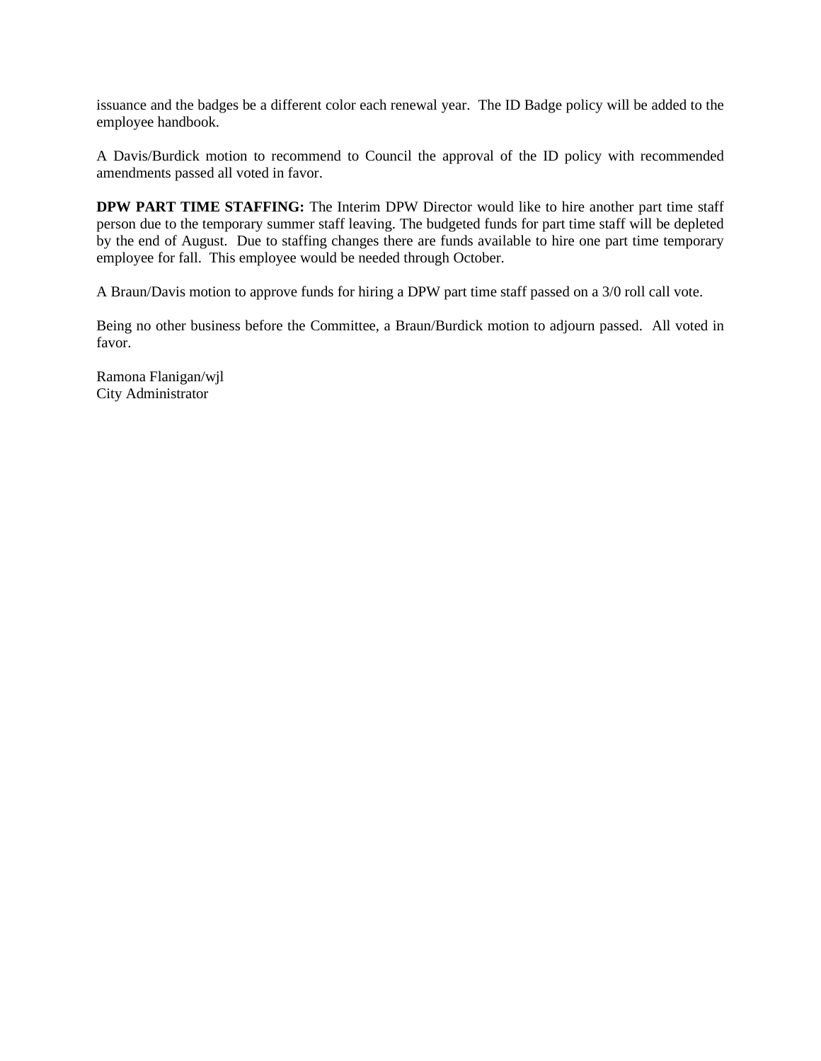issuance and the badges be a different color each renewal year. The ID Badge policy will be added to the employee handbook.

A Davis/Burdick motion to recommend to Council the approval of the ID policy with recommended amendments passed all voted in favor.

**DPW PART TIME STAFFING:** The Interim DPW Director would like to hire another part time staff person due to the temporary summer staff leaving. The budgeted funds for part time staff will be depleted by the end of August. Due to staffing changes there are funds available to hire one part time temporary employee for fall. This employee would be needed through October.

A Braun/Davis motion to approve funds for hiring a DPW part time staff passed on a 3/0 roll call vote.

Being no other business before the Committee, a Braun/Burdick motion to adjourn passed. All voted in favor.

Ramona Flanigan/wjl
City Administrator